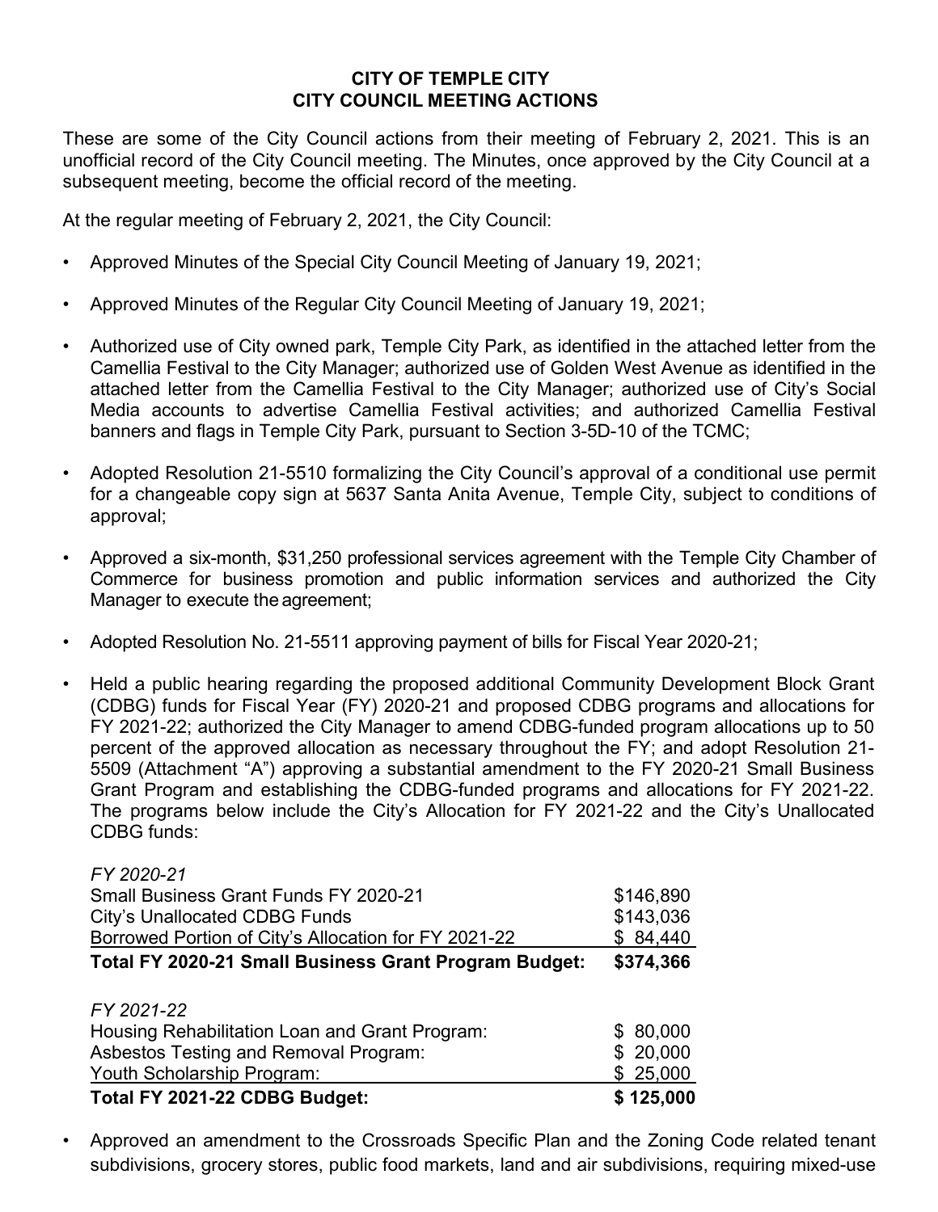**CITY OF TEMPLE CITY**
**CITY COUNCIL MEETING ACTIONS**

These are some of the City Council actions from their meeting of February 2, 2021. This is an unofficial record of the City Council meeting. The Minutes, once approved by the City Council at a subsequent meeting, become the official record of the meeting.

At the regular meeting of February 2, 2021, the City Council:

- Approved Minutes of the Special City Council Meeting of January 19, 2021;

- Approved Minutes of the Regular City Council Meeting of January 19, 2021;

- Authorized use of City owned park, Temple City Park, as identified in the attached letter from the Camellia Festival to the City Manager; authorized use of Golden West Avenue as identified in the attached letter from the Camellia Festival to the City Manager; authorized use of City's Social Media accounts to advertise Camellia Festival activities; and authorized Camellia Festival banners and flags in Temple City Park, pursuant to Section 3-5D-10 of the TCMC;

- Adopted Resolution 21-5510 formalizing the City Council's approval of a conditional use permit for a changeable copy sign at 5637 Santa Anita Avenue, Temple City, subject to conditions of approval;

- Approved a six-month, $31,250 professional services agreement with the Temple City Chamber of Commerce for business promotion and public information services and authorized the City Manager to execute the agreement;

- Adopted Resolution No. 21-5511 approving payment of bills for Fiscal Year 2020-21;

- Held a public hearing regarding the proposed additional Community Development Block Grant (CDBG) funds for Fiscal Year (FY) 2020-21 and proposed CDBG programs and allocations for FY 2021-22; authorized the City Manager to amend CDBG-funded program allocations up to 50 percent of the approved allocation as necessary throughout the FY; and adopt Resolution 21-5509 (Attachment "A") approving a substantial amendment to the FY 2020-21 Small Business Grant Program and establishing the CDBG-funded programs and allocations for FY 2021-22. The programs below include the City's Allocation for FY 2021-22 and the City's Unallocated CDBG funds:

| *FY 2020-21* | |
|---|---|
| Small Business Grant Funds FY 2020-21 | $146,890 |
| City's Unallocated CDBG Funds | $143,036 |
| Borrowed Portion of City's Allocation for FY 2021-22 | $ 84,440 |
| **Total FY 2020-21 Small Business Grant Program Budget:** | **$374,366** |

| *FY 2021-22* | |
|---|---|
| Housing Rehabilitation Loan and Grant Program: | $ 80,000 |
| Asbestos Testing and Removal Program: | $ 20,000 |
| Youth Scholarship Program: | $ 25,000 |
| **Total FY 2021-22 CDBG Budget:** | **$ 125,000** |

- Approved an amendment to the Crossroads Specific Plan and the Zoning Code related tenant subdivisions, grocery stores, public food markets, land and air subdivisions, requiring mixed-use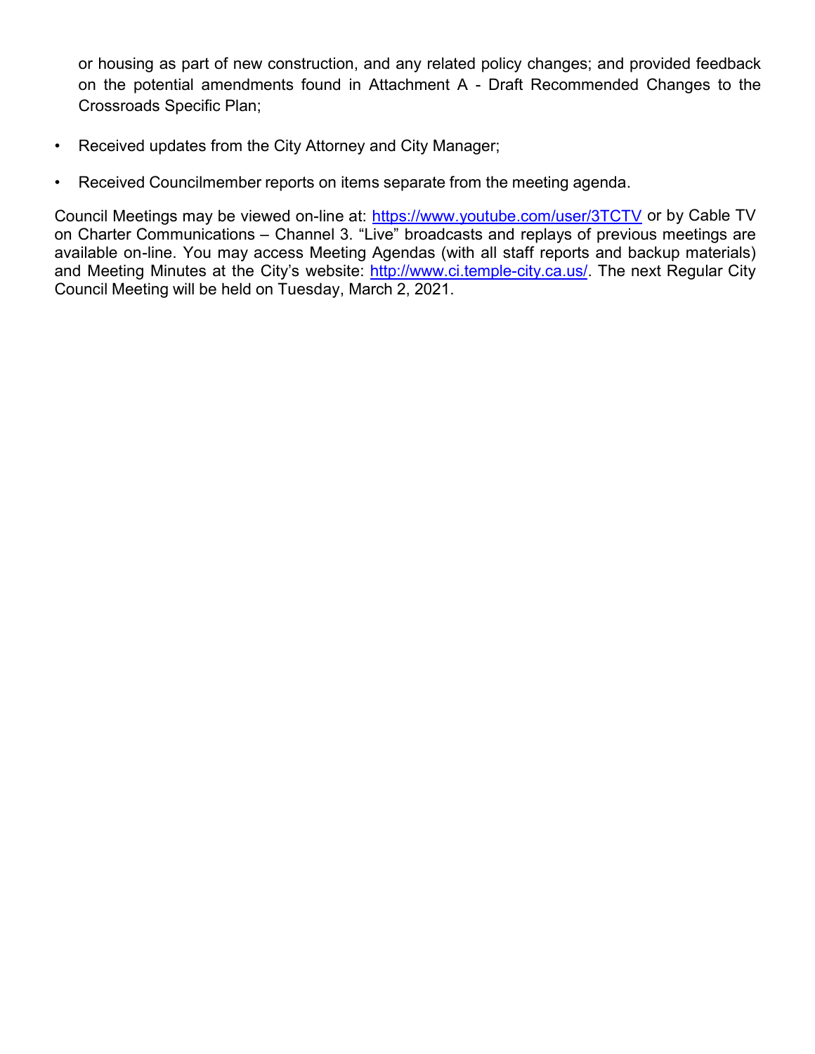or housing as part of new construction, and any related policy changes; and provided feedback on the potential amendments found in Attachment A - Draft Recommended Changes to the Crossroads Specific Plan;

- Received updates from the City Attorney and City Manager;
- Received Councilmember reports on items separate from the meeting agenda.

Council Meetings may be viewed on-line at: https://www.youtube.com/user/3TCTV or by Cable TV on Charter Communications – Channel 3. "Live" broadcasts and replays of previous meetings are available on-line. You may access Meeting Agendas (with all staff reports and backup materials) and Meeting Minutes at the City's website: http://www.ci.temple-city.ca.us/. The next Regular City Council Meeting will be held on Tuesday, March 2, 2021.